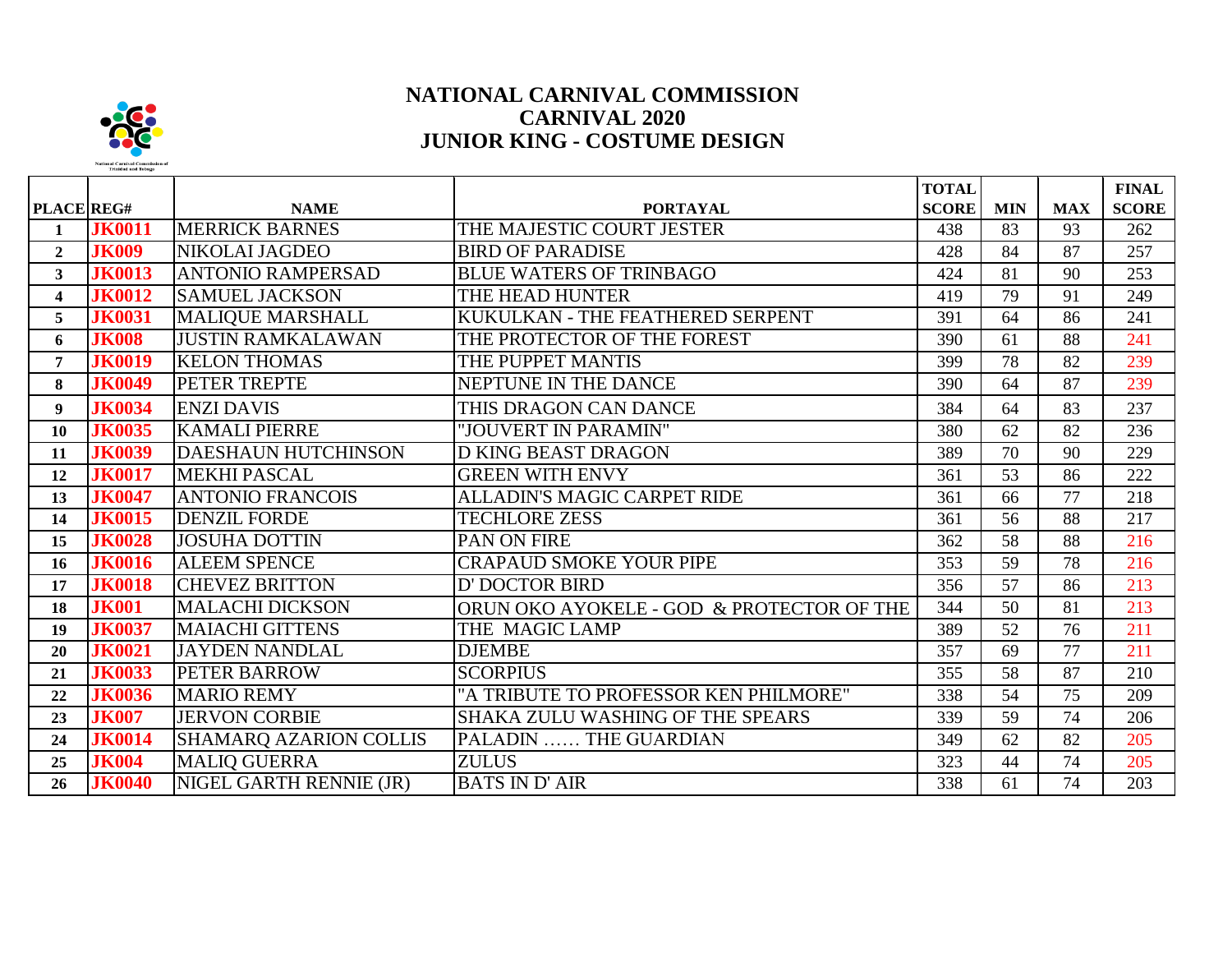# NATIONAL CARNIVAL COMMISSION
## CARNIVAL 2020
## JUNIOR KING - COSTUME DESIGN

| PLACE | REG# | NAME | PORTAYAL | TOTAL SCORE | MIN | MAX | FINAL SCORE |
|---|---|---|---|---|---|---|---|
| 1 | JK0011 | MERRICK BARNES | THE MAJESTIC COURT JESTER | 438 | 83 | 93 | 262 |
| 2 | JK009 | NIKOLAI JAGDEO | BIRD OF PARADISE | 428 | 84 | 87 | 257 |
| 3 | JK0013 | ANTONIO RAMPERSAD | BLUE WATERS OF TRINBAGO | 424 | 81 | 90 | 253 |
| 4 | JK0012 | SAMUEL JACKSON | THE HEAD HUNTER | 419 | 79 | 91 | 249 |
| 5 | JK0031 | MALIQUE MARSHALL | KUKULKAN - THE FEATHERED SERPENT | 391 | 64 | 86 | 241 |
| 6 | JK008 | JUSTIN RAMKALAWAN | THE PROTECTOR OF THE FOREST | 390 | 61 | 88 | 241 |
| 7 | JK0019 | KELON THOMAS | THE PUPPET MANTIS | 399 | 78 | 82 | 239 |
| 8 | JK0049 | PETER TREPTE | NEPTUNE IN THE DANCE | 390 | 64 | 87 | 239 |
| 9 | JK0034 | ENZI DAVIS | THIS DRAGON CAN DANCE | 384 | 64 | 83 | 237 |
| 10 | JK0035 | KAMALI PIERRE | "JOUVERT IN PARAMIN" | 380 | 62 | 82 | 236 |
| 11 | JK0039 | DAESHAUN HUTCHINSON | D KING BEAST DRAGON | 389 | 70 | 90 | 229 |
| 12 | JK0017 | MEKHI PASCAL | GREEN WITH ENVY | 361 | 53 | 86 | 222 |
| 13 | JK0047 | ANTONIO FRANCOIS | ALLADIN'S MAGIC CARPET RIDE | 361 | 66 | 77 | 218 |
| 14 | JK0015 | DENZIL FORDE | TECHLORE ZESS | 361 | 56 | 88 | 217 |
| 15 | JK0028 | JOSUHA DOTTIN | PAN ON FIRE | 362 | 58 | 88 | 216 |
| 16 | JK0016 | ALEEM SPENCE | CRAPAUD SMOKE YOUR PIPE | 353 | 59 | 78 | 216 |
| 17 | JK0018 | CHEVEZ BRITTON | D' DOCTOR BIRD | 356 | 57 | 86 | 213 |
| 18 | JK001 | MALACHI DICKSON | ORUN OKO AYOKELE - GOD & PROTECTOR OF THE | 344 | 50 | 81 | 213 |
| 19 | JK0037 | MAIACHI GITTENS | THE MAGIC LAMP | 389 | 52 | 76 | 211 |
| 20 | JK0021 | JAYDEN NANDLAL | DJEMBE | 357 | 69 | 77 | 211 |
| 21 | JK0033 | PETER BARROW | SCORPIUS | 355 | 58 | 87 | 210 |
| 22 | JK0036 | MARIO REMY | "A TRIBUTE TO PROFESSOR KEN PHILMORE" | 338 | 54 | 75 | 209 |
| 23 | JK007 | JERVON CORBIE | SHAKA ZULU WASHING OF THE SPEARS | 339 | 59 | 74 | 206 |
| 24 | JK0014 | SHAMARQ AZARION COLLIS | PALADIN …… THE GUARDIAN | 349 | 62 | 82 | 205 |
| 25 | JK004 | MALIQ GUERRA | ZULUS | 323 | 44 | 74 | 205 |
| 26 | JK0040 | NIGEL GARTH RENNIE (JR) | BATS IN D' AIR | 338 | 61 | 74 | 203 |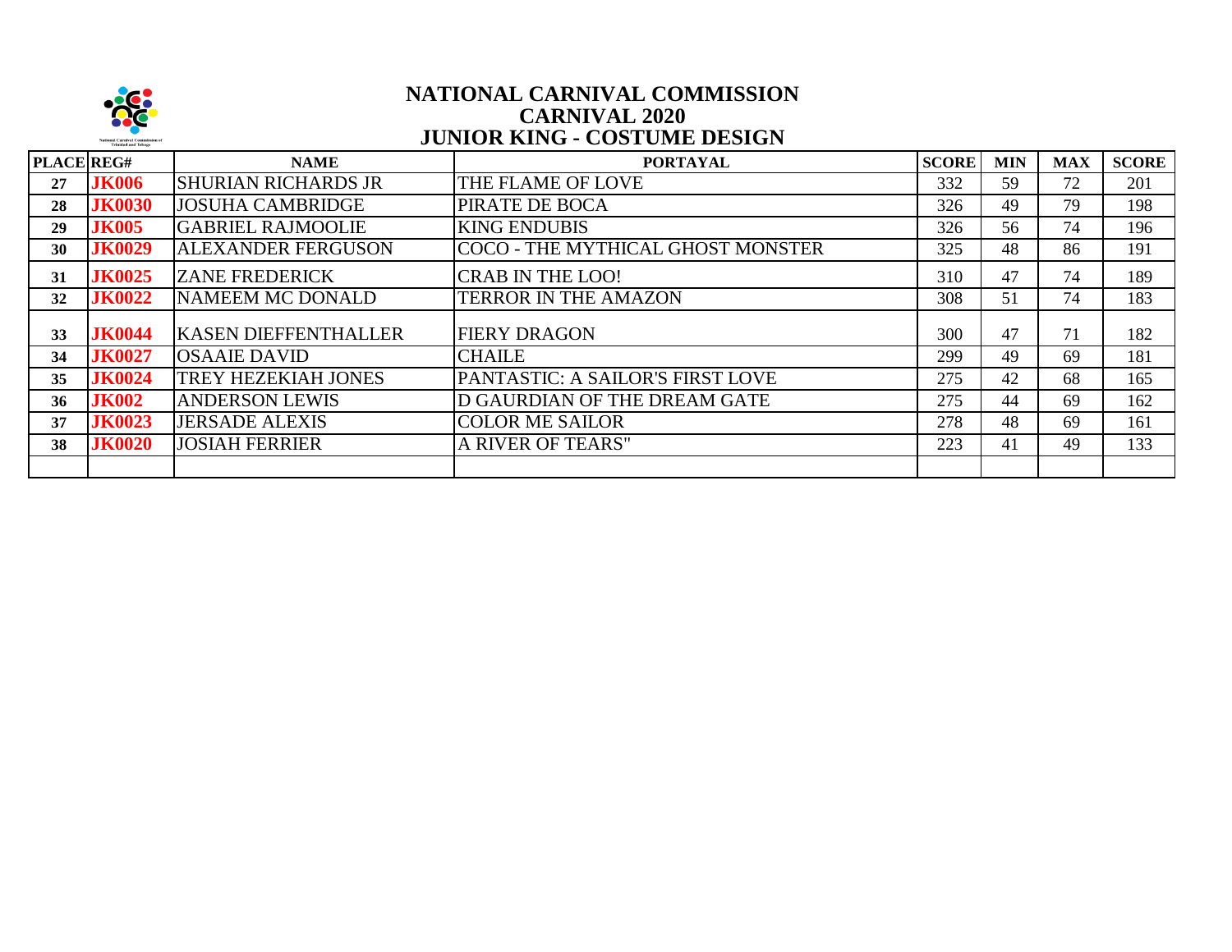# NATIONAL CARNIVAL COMMISSION
## CARNIVAL 2020
## JUNIOR KING - COSTUME DESIGN

| PLACE | REG# | NAME | PORTAYAL | SCORE | MIN | MAX | SCORE |
|---|---|---|---|---|---|---|---|
| 27 | JK006 | SHURIAN RICHARDS JR | THE FLAME OF LOVE | 332 | 59 | 72 | 201 |
| 28 | JK0030 | JOSUHA CAMBRIDGE | PIRATE DE BOCA | 326 | 49 | 79 | 198 |
| 29 | JK005 | GABRIEL RAJMOOLIE | KING ENDUBIS | 326 | 56 | 74 | 196 |
| 30 | JK0029 | ALEXANDER FERGUSON | COCO - THE MYTHICAL GHOST MONSTER | 325 | 48 | 86 | 191 |
| 31 | JK0025 | ZANE FREDERICK | CRAB IN THE LOO! | 310 | 47 | 74 | 189 |
| 32 | JK0022 | NAMEEM MC DONALD | TERROR IN THE AMAZON | 308 | 51 | 74 | 183 |
| 33 | JK0044 | KASEN DIEFFENTHALLER | FIERY DRAGON | 300 | 47 | 71 | 182 |
| 34 | JK0027 | OSAAIE DAVID | CHAILE | 299 | 49 | 69 | 181 |
| 35 | JK0024 | TREY HEZEKIAH JONES | PANTASTIC: A SAILOR'S FIRST LOVE | 275 | 42 | 68 | 165 |
| 36 | JK002 | ANDERSON LEWIS | D GAURDIAN OF THE DREAM GATE | 275 | 44 | 69 | 162 |
| 37 | JK0023 | JERSADE ALEXIS | COLOR ME SAILOR | 278 | 48 | 69 | 161 |
| 38 | JK0020 | JOSIAH FERRIER | A RIVER OF TEARS" | 223 | 41 | 49 | 133 |
| | | | | | | | |